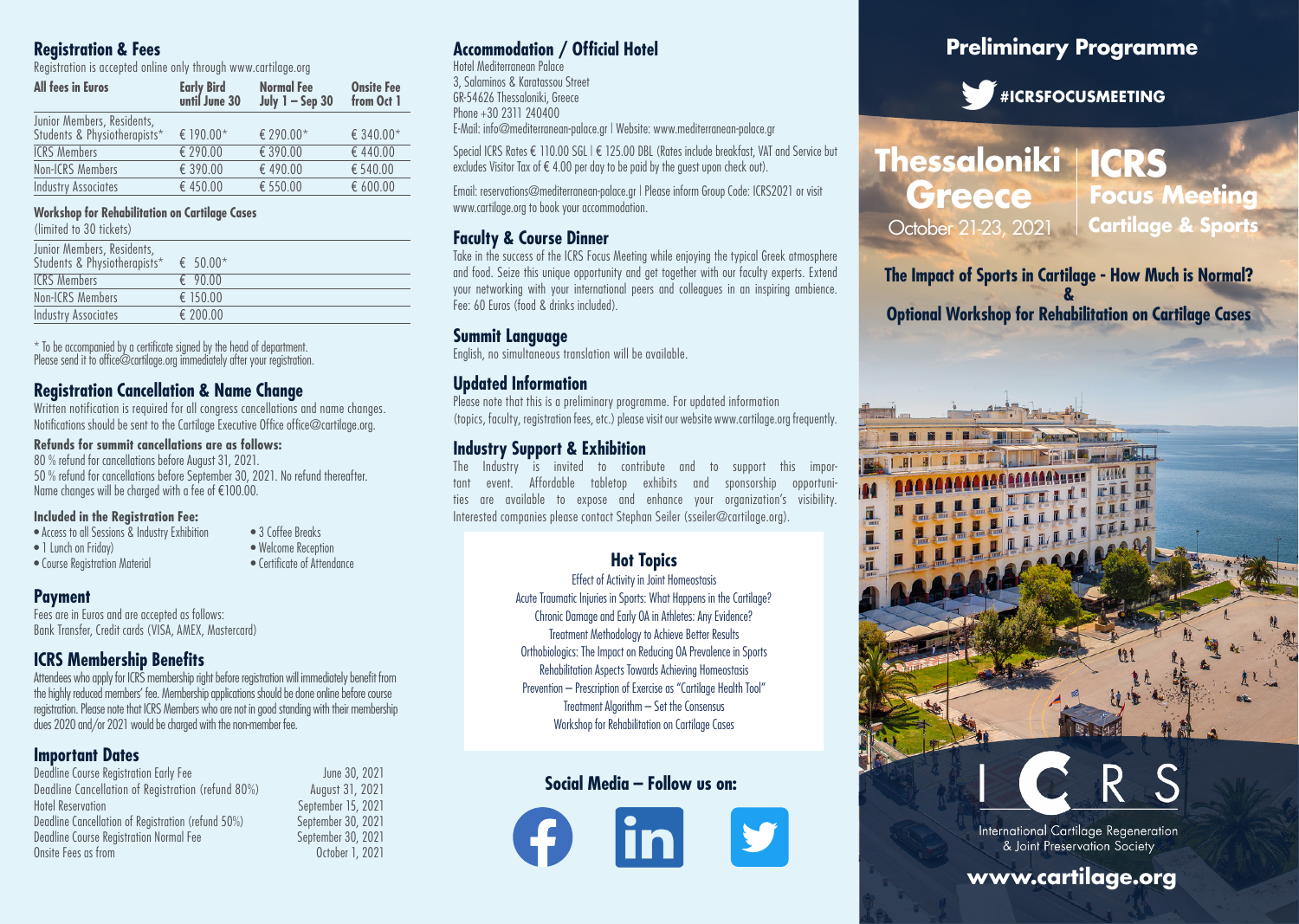## Registration & Fees

Registration is accepted online only through www.cartilage.org

| All fees in Euros | Early Bird until June 30 | Normal Fee July 1 – Sep 30 | Onsite Fee from Oct 1 |
|---|---|---|---|
| Junior Members, Residents, Students & Physiotherapists* | € 190.00* | € 290.00* | € 340.00* |
| ICRS Members | € 290.00 | € 390.00 | € 440.00 |
| Non-ICRS Members | € 390.00 | € 490.00 | € 540.00 |
| Industry Associates | € 450.00 | € 550.00 | € 600.00 |

### Workshop for Rehabilitation on Cartilage Cases

(limited to 30 tickets)

| | |
|---|---|
| Junior Members, Residents, Students & Physiotherapists* | € 50.00* |
| ICRS Members | € 90.00 |
| Non-ICRS Members | € 150.00 |
| Industry Associates | € 200.00 |

* To be accompanied by a certificate signed by the head of department. Please send it to office@cartilage.org immediately after your registration.

## Registration Cancellation & Name Change

Written notification is required for all congress cancellations and name changes. Notifications should be sent to the Cartilage Executive Office office@cartilage.org.

**Refunds for summit cancellations are as follows:**

80 % refund for cancellations before August 31, 2021.
50 % refund for cancellations before September 30, 2021. No refund thereafter.
Name changes will be charged with a fee of €100.00.

**Included in the Registration Fee:**

- Access to all Sessions & Industry Exhibition
- 1 Lunch on Friday
- Course Registration Material
- 3 Coffee Breaks
- Welcome Reception
- Certificate of Attendance

## Payment

Fees are in Euros and are accepted as follows:
Bank Transfer, Credit cards (VISA, AMEX, Mastercard)

## ICRS Membership Benefits

Attendees who apply for ICRS membership right before registration will immediately benefit from the highly reduced members' fee. Membership applications should be done online before course registration. Please note that ICRS Members who are not in good standing with their membership dues 2020 and/or 2021 would be charged with the non-member fee.

## Important Dates

| | |
|---|---|
| Deadline Course Registration Early Fee | June 30, 2021 |
| Deadline Cancellation of Registration (refund 80%) | August 31, 2021 |
| Hotel Reservation | September 15, 2021 |
| Deadline Cancellation of Registration (refund 50%) | September 30, 2021 |
| Deadline Course Registration Normal Fee | September 30, 2021 |
| Onsite Fees as from | October 1, 2021 |

## Accommodation / Official Hotel

Hotel Mediterranean Palace
3, Salaminos & Karatassou Street
GR-54626 Thessaloniki, Greece
Phone +30 2311 240400
E-Mail: info@mediterranean-palace.gr | Website: www.mediterranean-palace.gr

Special ICRS Rates € 110.00 SGL | € 125.00 DBL (Rates include breakfast, VAT and Service but excludes Visitor Tax of € 4.00 per day to be paid by the guest upon check out).

Email: reservations@mediterranean-palace.gr | Please inform Group Code: ICRS2021 or visit www.cartilage.org to book your accommodation.

## Faculty & Course Dinner

Take in the success of the ICRS Focus Meeting while enjoying the typical Greek atmosphere and food. Seize this unique opportunity and get together with our faculty experts. Extend your networking with your international peers and colleagues in an inspiring ambience. Fee: 60 Euros (food & drinks included).

## Summit Language

English, no simultaneous translation will be available.

## Updated Information

Please note that this is a preliminary programme. For updated information (topics, faculty, registration fees, etc.) please visit our website www.cartilage.org frequently.

## Industry Support & Exhibition

The Industry is invited to contribute and to support this important event. Affordable tabletop exhibits and sponsorship opportunities are available to expose and enhance your organization's visibility. Interested companies please contact Stephan Seiler (sseiler@cartilage.org).

### Hot Topics

Effect of Activity in Joint Homeostasis
Acute Traumatic Injuries in Sports: What Happens in the Cartilage?
Chronic Damage and Early OA in Athletes: Any Evidence?
Treatment Methodology to Achieve Better Results
Orthobiologics: The Impact on Reducing OA Prevalence in Sports
Rehabilitation Aspects Towards Achieving Homeostasis
Prevention – Prescription of Exercise as "Cartilage Health Tool"
Treatment Algorithm – Set the Consensus
Workshop for Rehabilitation on Cartilage Cases

### Social Media – Follow us on:

# Preliminary Programme

#ICRSFOCUSMEETING

**Thessaloniki Greece**
October 21-23, 2021

**ICRS Focus Meeting Cartilage & Sports**

**The Impact of Sports in Cartilage - How Much is Normal?
&
Optional Workshop for Rehabilitation on Cartilage Cases**

ICRS
International Cartilage Regeneration & Joint Preservation Society

**www.cartilage.org**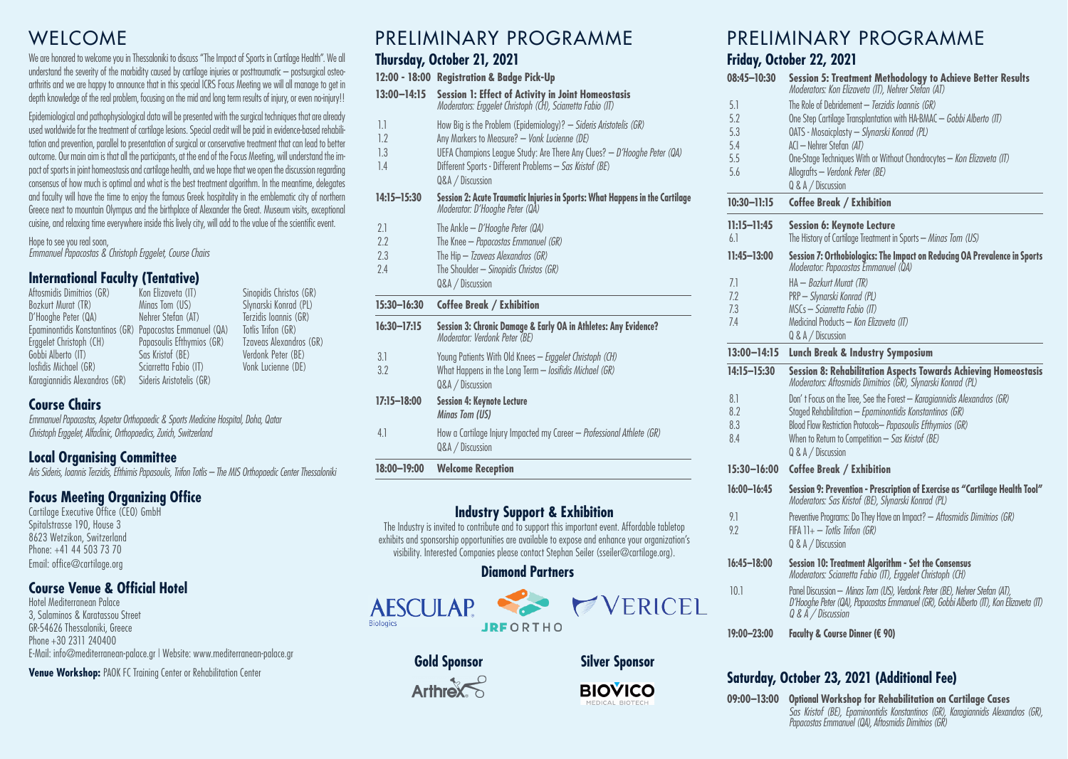# WELCOME

We are honored to welcome you in Thessaloniki to discuss "The Impact of Sports in Cartilage Health". We all understand the severity of the morbidity caused by cartilage injuries or posttraumatic – postsurgical osteoarthritis and we are happy to announce that in this special ICRS Focus Meeting we will all manage to get in depth knowledge of the real problem, focusing on the mid and long term results of injury, or even no-injury!!

Epidemiological and pathophysiological data will be presented with the surgical techniques that are already used worldwide for the treatment of cartilage lesions. Special credit will be paid in evidence-based rehabilitation and prevention, parallel to presentation of surgical or conservative treatment that can lead to better outcome. Our main aim is that all the participants, at the end of the Focus Meeting, will understand the impact of sports in joint homeostasis and cartilage health, and we hope that we open the discussion regarding consensus of how much is optimal and what is the best treatment algorithm. In the meantime, delegates and faculty will have the time to enjoy the famous Greek hospitality in the emblematic city of northern Greece next to mountain Olympus and the birthplace of Alexander the Great. Museum visits, exceptional cuisine, and relaxing time everywhere inside this lively city, will add to the value of the scientific event.

Hope to see you real soon,
*Emmanuel Papacostas & Christoph Erggelet, Course Chairs*

## International Faculty (Tentative)

| | | |
|---|---|---|
| Aftosmidis Dimitrios (GR) | Kon Elizaveta (IT) | Sinopidis Christos (GR) |
| Bozkurt Murat (TR) | Minas Tom (US) | Slynarski Konrad (PL) |
| D'Hooghe Peter (QA) | Nehrer Stefan (AT) | Terzidis Ioannis (GR) |
| Epaminontidis Konstantinos (GR) | Papacostas Emmanuel (QA) | Totlis Trifon (GR) |
| Erggelet Christoph (CH) | Papasoulis Efthymios (GR) | Tzaveas Alexandros (GR) |
| Gobbi Alberto (IT) | Sas Kristof (BE) | Verdonk Peter (BE) |
| Iosfidis Michael (GR) | Sciarretta Fabio (IT) | Vonk Lucienne (DE) |
| Karagiannidis Alexandros (GR) | Sideris Aristotelis (GR) | |

## Course Chairs

*Emmanuel Papacostas, Aspetar Orthopaedic & Sports Medicine Hospital, Doha, Qatar*
*Christoph Erggelet, Alfaclinic, Orthopaedics, Zurich, Switzerland*

## Local Organising Committee

*Aris Sideris, Ioannis Terzidis, Efthimis Papasoulis, Trifon Totlis – The MIS Orthopaedic Center Thessaloniki*

## Focus Meeting Organizing Office

Cartilage Executive Office (CEO) GmbH
Spitalstrasse 190, House 3
8623 Wetzikon, Switzerland
Phone: +41 44 503 73 70
Email: office@cartilage.org

## Course Venue & Official Hotel

Hotel Mediterranean Palace
3, Salaminos & Karatassou Street
GR-54626 Thessaloniki, Greece
Phone +30 2311 240400
E-Mail: info@mediterranean-palace.gr | Website: www.mediterranean-palace.gr

**Venue Workshop:** PAOK FC Training Center or Rehabilitation Center

# PRELIMINARY PROGRAMME

## Thursday, October 21, 2021

| | |
|---|---|
| **12:00 - 18:00** | **Registration & Badge Pick-Up** |
| **13:00–14:15** | **Session 1: Effect of Activity in Joint Homeostasis** *Moderators: Erggelet Christoph (CH), Sciarretta Fabio (IT)* |
| 1.1 | How Big is the Problem (Epidemiology)? – *Sideris Aristotelis (GR)* |
| 1.2 | Any Markers to Measure? – *Vonk Lucienne (DE)* |
| 1.3 | UEFA Champions League Study: Are There Any Clues? – *D'Hooghe Peter (QA)* |
| 1.4 | Different Sports - Different Problems – *Sas Kristof (BE)* |
| | Q&A / Discussion |
| **14:15–15:30** | **Session 2: Acute Traumatic Injuries in Sports: What Happens in the Cartilage** *Moderator: D'Hooghe Peter (QA)* |
| 2.1 | The Ankle – *D'Hooghe Peter (QA)* |
| 2.2 | The Knee – *Papacostas Emmanuel (GR)* |
| 2.3 | The Hip – *Tzaveas Alexandros (GR)* |
| 2.4 | The Shoulder – *Sinopidis Christos (GR)* |
| | Q&A / Discussion |
| **15:30–16:30** | **Coffee Break / Exhibition** |
| **16:30–17:15** | **Session 3: Chronic Damage & Early OA in Athletes: Any Evidence?** *Moderator: Verdonk Peter (BE)* |
| 3.1 | Young Patients With Old Knees – *Erggelet Christoph (CH)* |
| 3.2 | What Happens in the Long Term – *Iosifidis Michael (GR)* |
| | Q&A / Discussion |
| **17:15–18:00** | **Session 4: Keynote Lecture** *Minas Tom (US)* |
| 4.1 | How a Cartilage Injury Impacted my Career – *Professional Athlete (GR)* |
| | Q&A / Discussion |
| **18:00–19:00** | **Welcome Reception** |

## Industry Support & Exhibition

The Industry is invited to contribute and to support this important event. Affordable tabletop exhibits and sponsorship opportunities are available to expose and enhance your organization's visibility. Interested Companies please contact Stephan Seiler (sseiler@cartilage.org).

### Diamond Partners

AESCULAP Biologics
JRF ORTHO
VERICEL

### Gold Sponsor

Arthrex

### Silver Sponsor

BIOVICO MEDICAL BIOTECH

# PRELIMINARY PROGRAMME

## Friday, October 22, 2021

| | |
|---|---|
| **08:45–10:30** | **Session 5: Treatment Methodology to Achieve Better Results** *Moderators: Kon Elizaveta (IT), Nehrer Stefan (AT)* |
| 5.1 | The Role of Debridement – *Terzidis Ioannis (GR)* |
| 5.2 | One Step Cartilage Transplantation with HA-BMAC – *Gobbi Alberto (IT)* |
| 5.3 | OATS - Mosaicplasty – *Slynarski Konrad (PL)* |
| 5.4 | ACI – Nehrer Stefan *(AT)* |
| 5.5 | One-Stage Techniques With or Without Chondrocytes – *Kon Elizaveta (IT)* |
| 5.6 | Allografts – *Verdonk Peter (BE)* |
| | Q & A / Discussion |
| **10:30–11:15** | **Coffee Break / Exhibition** |
| **11:15–11:45** | **Session 6: Keynote Lecture** |
| 6.1 | The History of Cartilage Treatment in Sports – *Minas Tom (US)* |
| **11:45–13:00** | **Session 7: Orthobiologics: The Impact on Reducing OA Prevalence in Sports** *Moderator: Papacostas Emmanuel (QA)* |
| 7.1 | HA – *Bozkurt Murat (TR)* |
| 7.2 | PRP – *Slynarski Konrad (PL)* |
| 7.3 | MSCs – *Sciarretta Fabio (IT)* |
| 7.4 | Medicinal Products – *Kon Elizaveta (IT)* |
| | Q & A / Discussion |
| **13:00–14:15** | **Lunch Break & Industry Symposium** |
| **14:15–15:30** | **Session 8: Rehabilitation Aspects Towards Achieving Homeostasis** *Moderators: Aftosmidis Dimitrios (GR), Slynarski Konrad (PL)* |
| 8.1 | Don' t Focus on the Tree, See the Forest – *Karagiannidis Alexandros (GR)* |
| 8.2 | Staged Rehabilitation – *Epaminontidis Konstantinos (GR)* |
| 8.3 | Blood Flow Restriction Protocols– *Papasoulis Efthymios (GR)* |
| 8.4 | When to Return to Competition – *Sas Kristof (BE)* |
| | Q & A / Discussion |
| **15:30–16:00** | **Coffee Break / Exhibition** |
| **16:00–16:45** | **Session 9: Prevention - Prescription of Exercise as "Cartilage Health Tool"** *Moderators: Sas Kristof (BE), Slynarski Konrad (PL)* |
| 9.1 | Preventive Programs: Do They Have an Impact? – *Aftosmidis Dimitrios (GR)* |
| 9.2 | FIFA 11+ – *Totlis Trifon (GR)* |
| | Q & A / Discussion |
| **16:45–18:00** | **Session 10: Treatment Algorithm - Set the Consensus** *Moderators: Sciarretta Fabio (IT), Erggelet Christoph (CH)* |
| 10.1 | Panel Discussion – *Minas Tom (US), Verdonk Peter (BE), Nehrer Stefan (AT), D'Hooghe Peter (QA), Papacostas Emmanuel (GR), Gobbi Alberto (IT), Kon Elizaveta (IT)* *Q & A / Discussion* |
| **19:00–23:00** | **Faculty & Course Dinner (€ 90)** |

## Saturday, October 23, 2021 (Additional Fee)

| | |
|---|---|
| **09:00–13:00** | **Optional Workshop for Rehabilitation on Cartilage Cases** *Sas Kristof (BE), Epaminontidis Konstantinos (GR), Karagiannidis Alexandros (GR), Papacostas Emmanuel (QA), Aftosmidis Dimitrios (GR)* |